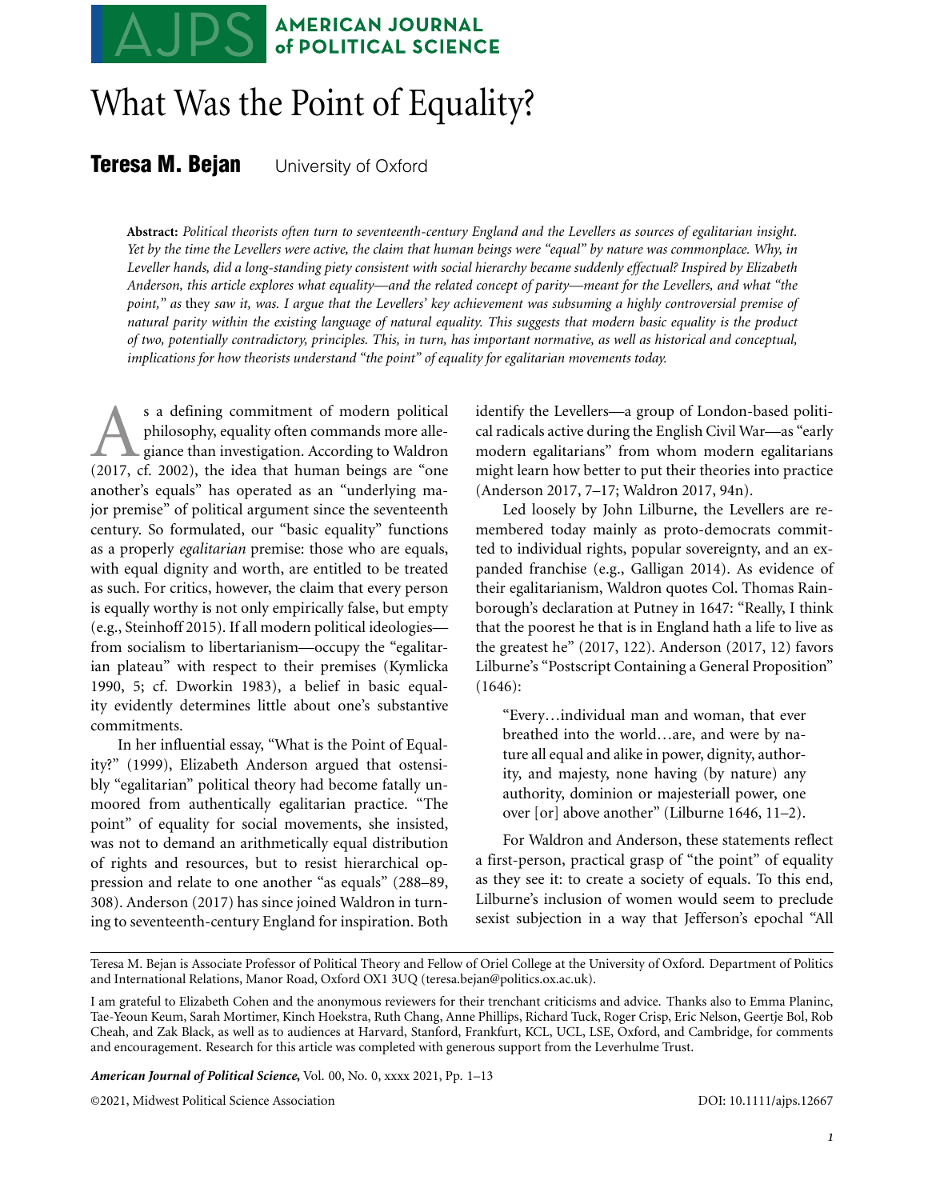# What Was the Point of Equality?

**Teresa M. Bejan** University of Oxford

**Abstract:** *Political theorists often turn to seventeenth-century England and the Levellers as sources of egalitarian insight. Yet by the time the Levellers were active, the claim that human beings were "equal" by nature was commonplace. Why, in Leveller hands, did a long-standing piety consistent with social hierarchy became suddenly effectual? Inspired by Elizabeth Anderson, this article explores what equality—and the related concept of parity—meant for the Levellers, and what "the point," as they saw it, was. I argue that the Levellers' key achievement was subsuming a highly controversial premise of natural parity within the existing language of natural equality. This suggests that modern basic equality is the product of two, potentially contradictory, principles. This, in turn, has important normative, as well as historical and conceptual, implications for how theorists understand "the point" of equality for egalitarian movements today.*

As a defining commitment of modern political philosophy, equality often commands more allegiance than investigation. According to Waldron (2017, cf. 2002), the idea that human beings are "one another's equals" has operated as an "underlying major premise" of political argument since the seventeenth century. So formulated, our "basic equality" functions as a properly *egalitarian* premise: those who are equals, with equal dignity and worth, are entitled to be treated as such. For critics, however, the claim that every person is equally worthy is not only empirically false, but empty (e.g., Steinhoff 2015). If all modern political ideologies—from socialism to libertarianism—occupy the "egalitarian plateau" with respect to their premises (Kymlicka 1990, 5; cf. Dworkin 1983), a belief in basic equality evidently determines little about one's substantive commitments.

In her influential essay, "What is the Point of Equality?" (1999), Elizabeth Anderson argued that ostensibly "egalitarian" political theory had become fatally unmoored from authentically egalitarian practice. "The point" of equality for social movements, she insisted, was not to demand an arithmetically equal distribution of rights and resources, but to resist hierarchical oppression and relate to one another "as equals" (288–89, 308). Anderson (2017) has since joined Waldron in turning to seventeenth-century England for inspiration. Both identify the Levellers—a group of London-based political radicals active during the English Civil War—as "early modern egalitarians" from whom modern egalitarians might learn how better to put their theories into practice (Anderson 2017, 7–17; Waldron 2017, 94n).

Led loosely by John Lilburne, the Levellers are remembered today mainly as proto-democrats committed to individual rights, popular sovereignty, and an expanded franchise (e.g., Galligan 2014). As evidence of their egalitarianism, Waldron quotes Col. Thomas Rainborough's declaration at Putney in 1647: "Really, I think that the poorest he that is in England hath a life to live as the greatest he" (2017, 122). Anderson (2017, 12) favors Lilburne's "Postscript Containing a General Proposition" (1646):

> "Every…individual man and woman, that ever breathed into the world…are, and were by nature all equal and alike in power, dignity, authority, and majesty, none having (by nature) any authority, dominion or majesteriall power, one over [or] above another" (Lilburne 1646, 11–2).

For Waldron and Anderson, these statements reflect a first-person, practical grasp of "the point" of equality as they see it: to create a society of equals. To this end, Lilburne's inclusion of women would seem to preclude sexist subjection in a way that Jefferson's epochal "All

---

Teresa M. Bejan is Associate Professor of Political Theory and Fellow of Oriel College at the University of Oxford. Department of Politics and International Relations, Manor Road, Oxford OX1 3UQ (teresa.bejan@politics.ox.ac.uk).

I am grateful to Elizabeth Cohen and the anonymous reviewers for their trenchant criticisms and advice. Thanks also to Emma Planinc, Tae-Yeoun Keum, Sarah Mortimer, Kinch Hoekstra, Ruth Chang, Anne Phillips, Richard Tuck, Roger Crisp, Eric Nelson, Geertje Bol, Rob Cheah, and Zak Black, as well as to audiences at Harvard, Stanford, Frankfurt, KCL, UCL, LSE, Oxford, and Cambridge, for comments and encouragement. Research for this article was completed with generous support from the Leverhulme Trust.

*American Journal of Political Science*, Vol. 00, No. 0, xxxx 2021, Pp. 1–13

©2021, Midwest Political Science Association DOI: 10.1111/ajps.12667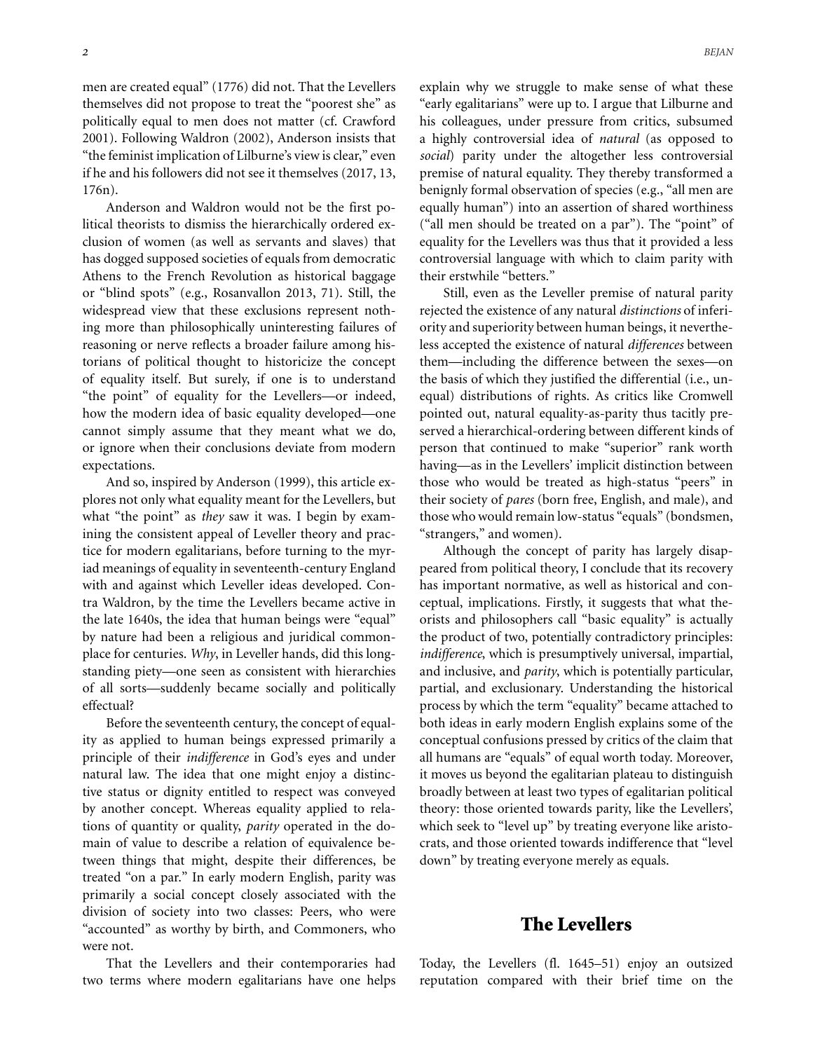men are created equal" (1776) did not. That the Levellers themselves did not propose to treat the "poorest she" as politically equal to men does not matter (cf. Crawford 2001). Following Waldron (2002), Anderson insists that "the feminist implication of Lilburne's view is clear," even if he and his followers did not see it themselves (2017, 13, 176n).

Anderson and Waldron would not be the first political theorists to dismiss the hierarchically ordered exclusion of women (as well as servants and slaves) that has dogged supposed societies of equals from democratic Athens to the French Revolution as historical baggage or "blind spots" (e.g., Rosanvallon 2013, 71). Still, the widespread view that these exclusions represent nothing more than philosophically uninteresting failures of reasoning or nerve reflects a broader failure among historians of political thought to historicize the concept of equality itself. But surely, if one is to understand "the point" of equality for the Levellers—or indeed, how the modern idea of basic equality developed—one cannot simply assume that they meant what we do, or ignore when their conclusions deviate from modern expectations.

And so, inspired by Anderson (1999), this article explores not only what equality meant for the Levellers, but what "the point" as *they* saw it was. I begin by examining the consistent appeal of Leveller theory and practice for modern egalitarians, before turning to the myriad meanings of equality in seventeenth-century England with and against which Leveller ideas developed. Contra Waldron, by the time the Levellers became active in the late 1640s, the idea that human beings were "equal" by nature had been a religious and juridical commonplace for centuries. *Why*, in Leveller hands, did this longstanding piety—one seen as consistent with hierarchies of all sorts—suddenly became socially and politically effectual?

Before the seventeenth century, the concept of equality as applied to human beings expressed primarily a principle of their *indifference* in God's eyes and under natural law. The idea that one might enjoy a distinctive status or dignity entitled to respect was conveyed by another concept. Whereas equality applied to relations of quantity or quality, *parity* operated in the domain of value to describe a relation of equivalence between things that might, despite their differences, be treated "on a par." In early modern English, parity was primarily a social concept closely associated with the division of society into two classes: Peers, who were "accounted" as worthy by birth, and Commoners, who were not.

That the Levellers and their contemporaries had two terms where modern egalitarians have one helps explain why we struggle to make sense of what these "early egalitarians" were up to. I argue that Lilburne and his colleagues, under pressure from critics, subsumed a highly controversial idea of *natural* (as opposed to *social*) parity under the altogether less controversial premise of natural equality. They thereby transformed a benignly formal observation of species (e.g., "all men are equally human") into an assertion of shared worthiness ("all men should be treated on a par"). The "point" of equality for the Levellers was thus that it provided a less controversial language with which to claim parity with their erstwhile "betters."

Still, even as the Leveller premise of natural parity rejected the existence of any natural *distinctions* of inferiority and superiority between human beings, it nevertheless accepted the existence of natural *differences* between them—including the difference between the sexes—on the basis of which they justified the differential (i.e., unequal) distributions of rights. As critics like Cromwell pointed out, natural equality-as-parity thus tacitly preserved a hierarchical-ordering between different kinds of person that continued to make "superior" rank worth having—as in the Levellers' implicit distinction between those who would be treated as high-status "peers" in their society of *pares* (born free, English, and male), and those who would remain low-status "equals" (bondsmen, "strangers," and women).

Although the concept of parity has largely disappeared from political theory, I conclude that its recovery has important normative, as well as historical and conceptual, implications. Firstly, it suggests that what theorists and philosophers call "basic equality" is actually the product of two, potentially contradictory principles: *indifference*, which is presumptively universal, impartial, and inclusive, and *parity*, which is potentially particular, partial, and exclusionary. Understanding the historical process by which the term "equality" became attached to both ideas in early modern English explains some of the conceptual confusions pressed by critics of the claim that all humans are "equals" of equal worth today. Moreover, it moves us beyond the egalitarian plateau to distinguish broadly between at least two types of egalitarian political theory: those oriented towards parity, like the Levellers', which seek to "level up" by treating everyone like aristocrats, and those oriented towards indifference that "level down" by treating everyone merely as equals.

## The Levellers

Today, the Levellers (fl. 1645–51) enjoy an outsized reputation compared with their brief time on the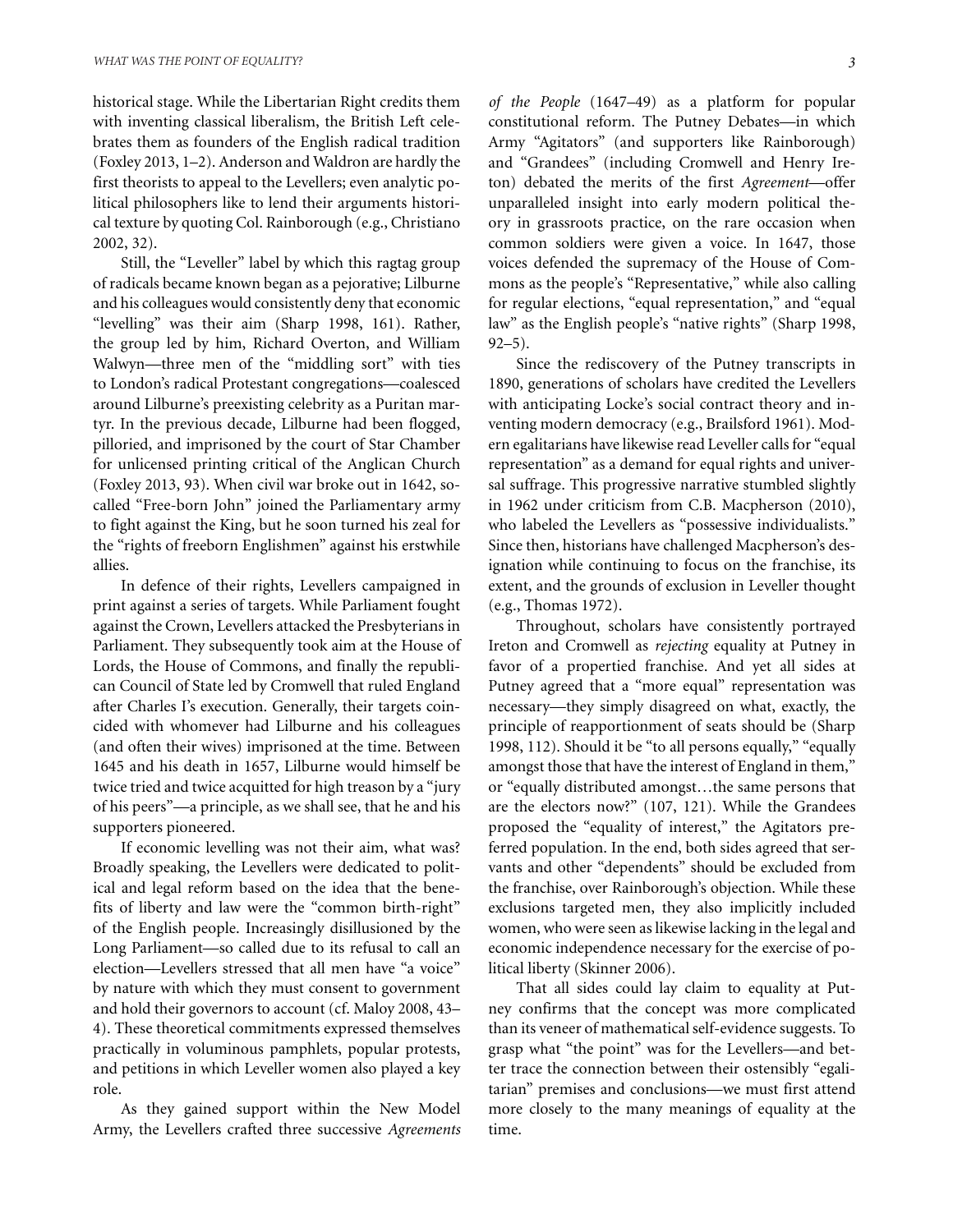historical stage. While the Libertarian Right credits them with inventing classical liberalism, the British Left celebrates them as founders of the English radical tradition (Foxley 2013, 1–2). Anderson and Waldron are hardly the first theorists to appeal to the Levellers; even analytic political philosophers like to lend their arguments historical texture by quoting Col. Rainborough (e.g., Christiano 2002, 32).

Still, the "Leveller" label by which this ragtag group of radicals became known began as a pejorative; Lilburne and his colleagues would consistently deny that economic "levelling" was their aim (Sharp 1998, 161). Rather, the group led by him, Richard Overton, and William Walwyn—three men of the "middling sort" with ties to London's radical Protestant congregations—coalesced around Lilburne's preexisting celebrity as a Puritan martyr. In the previous decade, Lilburne had been flogged, pilloried, and imprisoned by the court of Star Chamber for unlicensed printing critical of the Anglican Church (Foxley 2013, 93). When civil war broke out in 1642, so-called "Free-born John" joined the Parliamentary army to fight against the King, but he soon turned his zeal for the "rights of freeborn Englishmen" against his erstwhile allies.

In defence of their rights, Levellers campaigned in print against a series of targets. While Parliament fought against the Crown, Levellers attacked the Presbyterians in Parliament. They subsequently took aim at the House of Lords, the House of Commons, and finally the republican Council of State led by Cromwell that ruled England after Charles I's execution. Generally, their targets coincided with whomever had Lilburne and his colleagues (and often their wives) imprisoned at the time. Between 1645 and his death in 1657, Lilburne would himself be twice tried and twice acquitted for high treason by a "jury of his peers"—a principle, as we shall see, that he and his supporters pioneered.

If economic levelling was not their aim, what was? Broadly speaking, the Levellers were dedicated to political and legal reform based on the idea that the benefits of liberty and law were the "common birth-right" of the English people. Increasingly disillusioned by the Long Parliament—so called due to its refusal to call an election—Levellers stressed that all men have "a voice" by nature with which they must consent to government and hold their governors to account (cf. Maloy 2008, 43–4). These theoretical commitments expressed themselves practically in voluminous pamphlets, popular protests, and petitions in which Leveller women also played a key role.

As they gained support within the New Model Army, the Levellers crafted three successive *Agreements of the People* (1647–49) as a platform for popular constitutional reform. The Putney Debates—in which Army "Agitators" (and supporters like Rainborough) and "Grandees" (including Cromwell and Henry Ireton) debated the merits of the first *Agreement*—offer unparalleled insight into early modern political theory in grassroots practice, on the rare occasion when common soldiers were given a voice. In 1647, those voices defended the supremacy of the House of Commons as the people's "Representative," while also calling for regular elections, "equal representation," and "equal law" as the English people's "native rights" (Sharp 1998, 92–5).

Since the rediscovery of the Putney transcripts in 1890, generations of scholars have credited the Levellers with anticipating Locke's social contract theory and inventing modern democracy (e.g., Brailsford 1961). Modern egalitarians have likewise read Leveller calls for "equal representation" as a demand for equal rights and universal suffrage. This progressive narrative stumbled slightly in 1962 under criticism from C.B. Macpherson (2010), who labeled the Levellers as "possessive individualists." Since then, historians have challenged Macpherson's designation while continuing to focus on the franchise, its extent, and the grounds of exclusion in Leveller thought (e.g., Thomas 1972).

Throughout, scholars have consistently portrayed Ireton and Cromwell as *rejecting* equality at Putney in favor of a propertied franchise. And yet all sides at Putney agreed that a "more equal" representation was necessary—they simply disagreed on what, exactly, the principle of reapportionment of seats should be (Sharp 1998, 112). Should it be "to all persons equally," "equally amongst those that have the interest of England in them," or "equally distributed amongst…the same persons that are the electors now?" (107, 121). While the Grandees proposed the "equality of interest," the Agitators preferred population. In the end, both sides agreed that servants and other "dependents" should be excluded from the franchise, over Rainborough's objection. While these exclusions targeted men, they also implicitly included women, who were seen as likewise lacking in the legal and economic independence necessary for the exercise of political liberty (Skinner 2006).

That all sides could lay claim to equality at Putney confirms that the concept was more complicated than its veneer of mathematical self-evidence suggests. To grasp what "the point" was for the Levellers—and better trace the connection between their ostensibly "egalitarian" premises and conclusions—we must first attend more closely to the many meanings of equality at the time.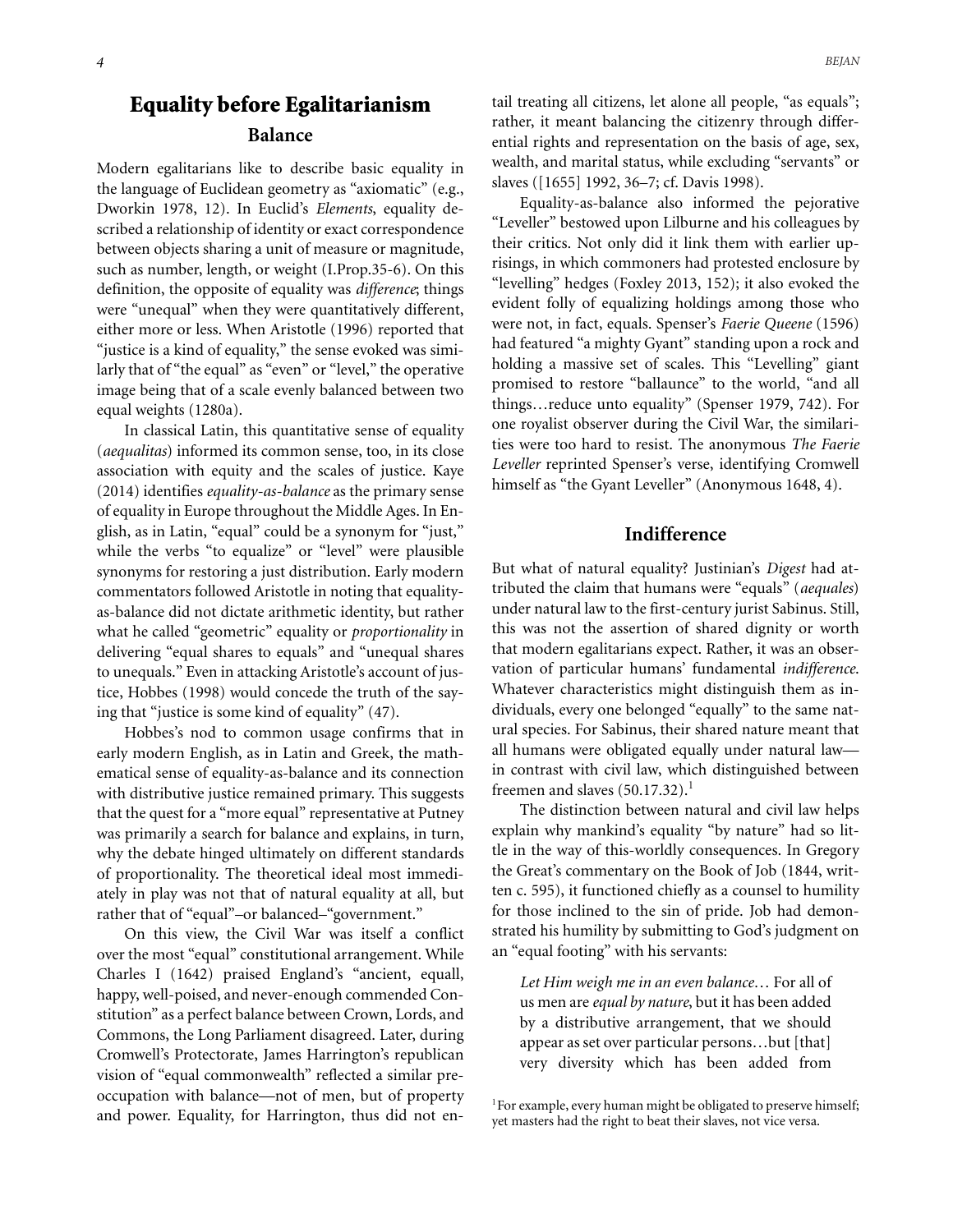# Equality before Egalitarianism

## Balance

Modern egalitarians like to describe basic equality in the language of Euclidean geometry as "axiomatic" (e.g., Dworkin 1978, 12). In Euclid's *Elements*, equality described a relationship of identity or exact correspondence between objects sharing a unit of measure or magnitude, such as number, length, or weight (I.Prop.35-6). On this definition, the opposite of equality was *difference*; things were "unequal" when they were quantitatively different, either more or less. When Aristotle (1996) reported that "justice is a kind of equality," the sense evoked was similarly that of "the equal" as "even" or "level," the operative image being that of a scale evenly balanced between two equal weights (1280a).

In classical Latin, this quantitative sense of equality (*aequalitas*) informed its common sense, too, in its close association with equity and the scales of justice. Kaye (2014) identifies *equality-as-balance* as the primary sense of equality in Europe throughout the Middle Ages. In English, as in Latin, "equal" could be a synonym for "just," while the verbs "to equalize" or "level" were plausible synonyms for restoring a just distribution. Early modern commentators followed Aristotle in noting that equality-as-balance did not dictate arithmetic identity, but rather what he called "geometric" equality or *proportionality* in delivering "equal shares to equals" and "unequal shares to unequals." Even in attacking Aristotle's account of justice, Hobbes (1998) would concede the truth of the saying that "justice is some kind of equality" (47).

Hobbes's nod to common usage confirms that in early modern English, as in Latin and Greek, the mathematical sense of equality-as-balance and its connection with distributive justice remained primary. This suggests that the quest for a "more equal" representative at Putney was primarily a search for balance and explains, in turn, why the debate hinged ultimately on different standards of proportionality. The theoretical ideal most immediately in play was not that of natural equality at all, but rather that of "equal"–or balanced–"government."

On this view, the Civil War was itself a conflict over the most "equal" constitutional arrangement. While Charles I (1642) praised England's "ancient, equall, happy, well-poised, and never-enough commended Constitution" as a perfect balance between Crown, Lords, and Commons, the Long Parliament disagreed. Later, during Cromwell's Protectorate, James Harrington's republican vision of "equal commonwealth" reflected a similar preoccupation with balance—not of men, but of property and power. Equality, for Harrington, thus did not entail treating all citizens, let alone all people, "as equals"; rather, it meant balancing the citizenry through differential rights and representation on the basis of age, sex, wealth, and marital status, while excluding "servants" or slaves ([1655] 1992, 36–7; cf. Davis 1998).

Equality-as-balance also informed the pejorative "Leveller" bestowed upon Lilburne and his colleagues by their critics. Not only did it link them with earlier uprisings, in which commoners had protested enclosure by "levelling" hedges (Foxley 2013, 152); it also evoked the evident folly of equalizing holdings among those who were not, in fact, equals. Spenser's *Faerie Queene* (1596) had featured "a mighty Gyant" standing upon a rock and holding a massive set of scales. This "Levelling" giant promised to restore "ballaunce" to the world, "and all things…reduce unto equality" (Spenser 1979, 742). For one royalist observer during the Civil War, the similarities were too hard to resist. The anonymous *The Faerie Leveller* reprinted Spenser's verse, identifying Cromwell himself as "the Gyant Leveller" (Anonymous 1648, 4).

## Indifference

But what of natural equality? Justinian's *Digest* had attributed the claim that humans were "equals" (*aequales*) under natural law to the first-century jurist Sabinus. Still, this was not the assertion of shared dignity or worth that modern egalitarians expect. Rather, it was an observation of particular humans' fundamental *indifference*. Whatever characteristics might distinguish them as individuals, every one belonged "equally" to the same natural species. For Sabinus, their shared nature meant that all humans were obligated equally under natural law—in contrast with civil law, which distinguished between freemen and slaves (50.17.32).[1]

The distinction between natural and civil law helps explain why mankind's equality "by nature" had so little in the way of this-worldly consequences. In Gregory the Great's commentary on the Book of Job (1844, written c. 595), it functioned chiefly as a counsel to humility for those inclined to the sin of pride. Job had demonstrated his humility by submitting to God's judgment on an "equal footing" with his servants:

> *Let Him weigh me in an even balance…* For all of us men are *equal by nature*, but it has been added by a distributive arrangement, that we should appear as set over particular persons…but [that] very diversity which has been added from

[1] For example, every human might be obligated to preserve himself; yet masters had the right to beat their slaves, not vice versa.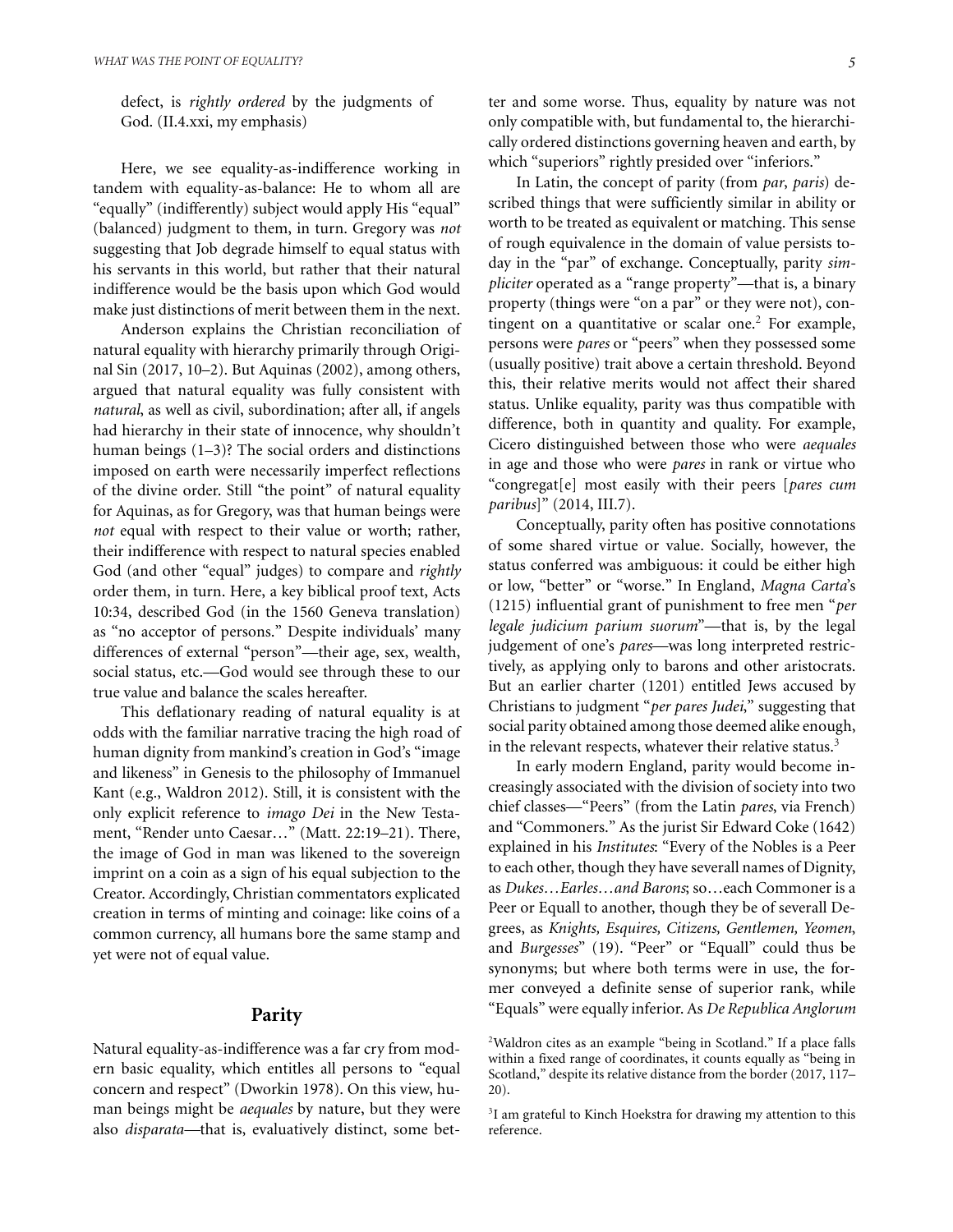defect, is *rightly ordered* by the judgments of God. (II.4.xxi, my emphasis)

Here, we see equality-as-indifference working in tandem with equality-as-balance: He to whom all are "equally" (indifferently) subject would apply His "equal" (balanced) judgment to them, in turn. Gregory was *not* suggesting that Job degrade himself to equal status with his servants in this world, but rather that their natural indifference would be the basis upon which God would make just distinctions of merit between them in the next.

Anderson explains the Christian reconciliation of natural equality with hierarchy primarily through Original Sin (2017, 10–2). But Aquinas (2002), among others, argued that natural equality was fully consistent with *natural*, as well as civil, subordination; after all, if angels had hierarchy in their state of innocence, why shouldn't human beings (1–3)? The social orders and distinctions imposed on earth were necessarily imperfect reflections of the divine order. Still "the point" of natural equality for Aquinas, as for Gregory, was that human beings were *not* equal with respect to their value or worth; rather, their indifference with respect to natural species enabled God (and other "equal" judges) to compare and *rightly* order them, in turn. Here, a key biblical proof text, Acts 10:34, described God (in the 1560 Geneva translation) as "no acceptor of persons." Despite individuals' many differences of external "person"—their age, sex, wealth, social status, etc.—God would see through these to our true value and balance the scales hereafter.

This deflationary reading of natural equality is at odds with the familiar narrative tracing the high road of human dignity from mankind's creation in God's "image and likeness" in Genesis to the philosophy of Immanuel Kant (e.g., Waldron 2012). Still, it is consistent with the only explicit reference to *imago Dei* in the New Testament, "Render unto Caesar…" (Matt. 22:19–21). There, the image of God in man was likened to the sovereign imprint on a coin as a sign of his equal subjection to the Creator. Accordingly, Christian commentators explicated creation in terms of minting and coinage: like coins of a common currency, all humans bore the same stamp and yet were not of equal value.

## Parity

Natural equality-as-indifference was a far cry from modern basic equality, which entitles all persons to "equal concern and respect" (Dworkin 1978). On this view, human beings might be *aequales* by nature, but they were also *disparata*—that is, evaluatively distinct, some better and some worse. Thus, equality by nature was not only compatible with, but fundamental to, the hierarchically ordered distinctions governing heaven and earth, by which "superiors" rightly presided over "inferiors."

In Latin, the concept of parity (from *par*, *paris*) described things that were sufficiently similar in ability or worth to be treated as equivalent or matching. This sense of rough equivalence in the domain of value persists today in the "par" of exchange. Conceptually, parity *simpliciter* operated as a "range property"—that is, a binary property (things were "on a par" or they were not), contingent on a quantitative or scalar one.[2] For example, persons were *pares* or "peers" when they possessed some (usually positive) trait above a certain threshold. Beyond this, their relative merits would not affect their shared status. Unlike equality, parity was thus compatible with difference, both in quantity and quality. For example, Cicero distinguished between those who were *aequales* in age and those who were *pares* in rank or virtue who "congregat[e] most easily with their peers [*pares cum paribus*]" (2014, III.7).

Conceptually, parity often has positive connotations of some shared virtue or value. Socially, however, the status conferred was ambiguous: it could be either high or low, "better" or "worse." In England, *Magna Carta*'s (1215) influential grant of punishment to free men "*per legale judicium parium suorum*"—that is, by the legal judgement of one's *pares*—was long interpreted restrictively, as applying only to barons and other aristocrats. But an earlier charter (1201) entitled Jews accused by Christians to judgment "*per pares Judei*," suggesting that social parity obtained among those deemed alike enough, in the relevant respects, whatever their relative status.[3]

In early modern England, parity would become increasingly associated with the division of society into two chief classes—"Peers" (from the Latin *pares*, via French) and "Commoners." As the jurist Sir Edward Coke (1642) explained in his *Institutes*: "Every of the Nobles is a Peer to each other, though they have severall names of Dignity, as *Dukes…Earles…and Barons*; so…each Commoner is a Peer or Equall to another, though they be of severall Degrees, as *Knights, Esquires, Citizens, Gentlemen, Yeomen*, and *Burgesses*" (19). "Peer" or "Equall" could thus be synonyms; but where both terms were in use, the former conveyed a definite sense of superior rank, while "Equals" were equally inferior. As *De Republica Anglorum*

[2] Waldron cites as an example "being in Scotland." If a place falls within a fixed range of coordinates, it counts equally as "being in Scotland," despite its relative distance from the border (2017, 117–20).

[3] I am grateful to Kinch Hoekstra for drawing my attention to this reference.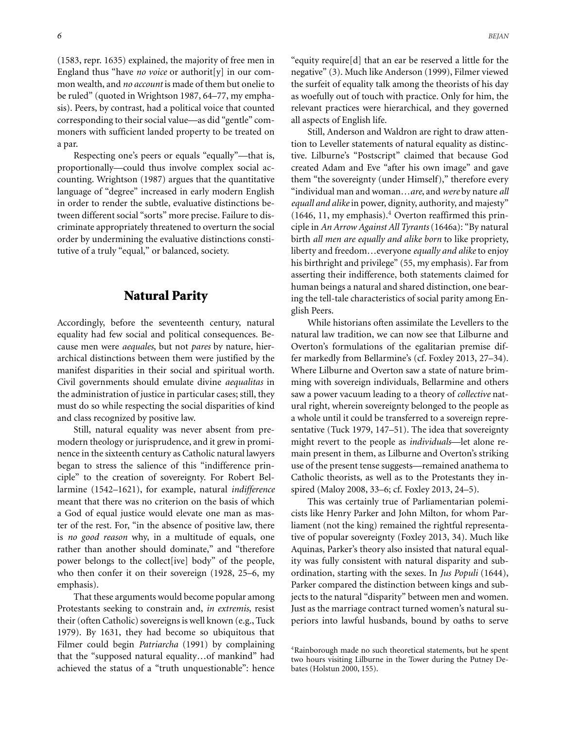(1583, repr. 1635) explained, the majority of free men in England thus "have *no voice* or authorit[y] in our common wealth, and *no account* is made of them but onelie to be ruled" (quoted in Wrightson 1987, 64–77, my emphasis). Peers, by contrast, had a political voice that counted corresponding to their social value—as did "gentle" commoners with sufficient landed property to be treated on a par.

Respecting one's peers or equals "equally"—that is, proportionally—could thus involve complex social accounting. Wrightson (1987) argues that the quantitative language of "degree" increased in early modern English in order to render the subtle, evaluative distinctions between different social "sorts" more precise. Failure to discriminate appropriately threatened to overturn the social order by undermining the evaluative distinctions constitutive of a truly "equal," or balanced, society.

## Natural Parity

Accordingly, before the seventeenth century, natural equality had few social and political consequences. Because men were *aequales*, but not *pares* by nature, hierarchical distinctions between them were justified by the manifest disparities in their social and spiritual worth. Civil governments should emulate divine *aequalitas* in the administration of justice in particular cases; still, they must do so while respecting the social disparities of kind and class recognized by positive law.

Still, natural equality was never absent from premodern theology or jurisprudence, and it grew in prominence in the sixteenth century as Catholic natural lawyers began to stress the salience of this "indifference principle" to the creation of sovereignty. For Robert Bellarmine (1542–1621), for example, natural *indifference* meant that there was no criterion on the basis of which a God of equal justice would elevate one man as master of the rest. For, "in the absence of positive law, there is *no good reason* why, in a multitude of equals, one rather than another should dominate," and "therefore power belongs to the collect[ive] body" of the people, who then confer it on their sovereign (1928, 25–6, my emphasis).

That these arguments would become popular among Protestants seeking to constrain and, *in extremis*, resist their (often Catholic) sovereigns is well known (e.g., Tuck 1979). By 1631, they had become so ubiquitous that Filmer could begin *Patriarcha* (1991) by complaining that the "supposed natural equality…of mankind" had achieved the status of a "truth unquestionable": hence "equity require[d] that an ear be reserved a little for the negative" (3). Much like Anderson (1999), Filmer viewed the surfeit of equality talk among the theorists of his day as woefully out of touch with practice. Only for him, the relevant practices were hierarchical, and they governed all aspects of English life.

Still, Anderson and Waldron are right to draw attention to Leveller statements of natural equality as distinctive. Lilburne's "Postscript" claimed that because God created Adam and Eve "after his own image" and gave them "the sovereignty (under Himself)," therefore every "individual man and woman…*are*, and *were* by nature *all equall and alike* in power, dignity, authority, and majesty" (1646, 11, my emphasis).[4] Overton reaffirmed this principle in *An Arrow Against All Tyrants* (1646a): "By natural birth *all men are equally and alike born* to like propriety, liberty and freedom…everyone *equally and alike* to enjoy his birthright and privilege" (55, my emphasis). Far from asserting their indifference, both statements claimed for human beings a natural and shared distinction, one bearing the tell-tale characteristics of social parity among English Peers.

While historians often assimilate the Levellers to the natural law tradition, we can now see that Lilburne and Overton's formulations of the egalitarian premise differ markedly from Bellarmine's (cf. Foxley 2013, 27–34). Where Lilburne and Overton saw a state of nature brimming with sovereign individuals, Bellarmine and others saw a power vacuum leading to a theory of *collective* natural right, wherein sovereignty belonged to the people as a whole until it could be transferred to a sovereign representative (Tuck 1979, 147–51). The idea that sovereignty might revert to the people as *individuals*—let alone remain present in them, as Lilburne and Overton's striking use of the present tense suggests—remained anathema to Catholic theorists, as well as to the Protestants they inspired (Maloy 2008, 33–6; cf. Foxley 2013, 24–5).

This was certainly true of Parliamentarian polemicists like Henry Parker and John Milton, for whom Parliament (not the king) remained the rightful representative of popular sovereignty (Foxley 2013, 34). Much like Aquinas, Parker's theory also insisted that natural equality was fully consistent with natural disparity and subordination, starting with the sexes. In *Jus Populi* (1644), Parker compared the distinction between kings and subjects to the natural "disparity" between men and women. Just as the marriage contract turned women's natural superiors into lawful husbands, bound by oaths to serve

[4] Rainborough made no such theoretical statements, but he spent two hours visiting Lilburne in the Tower during the Putney Debates (Holstun 2000, 155).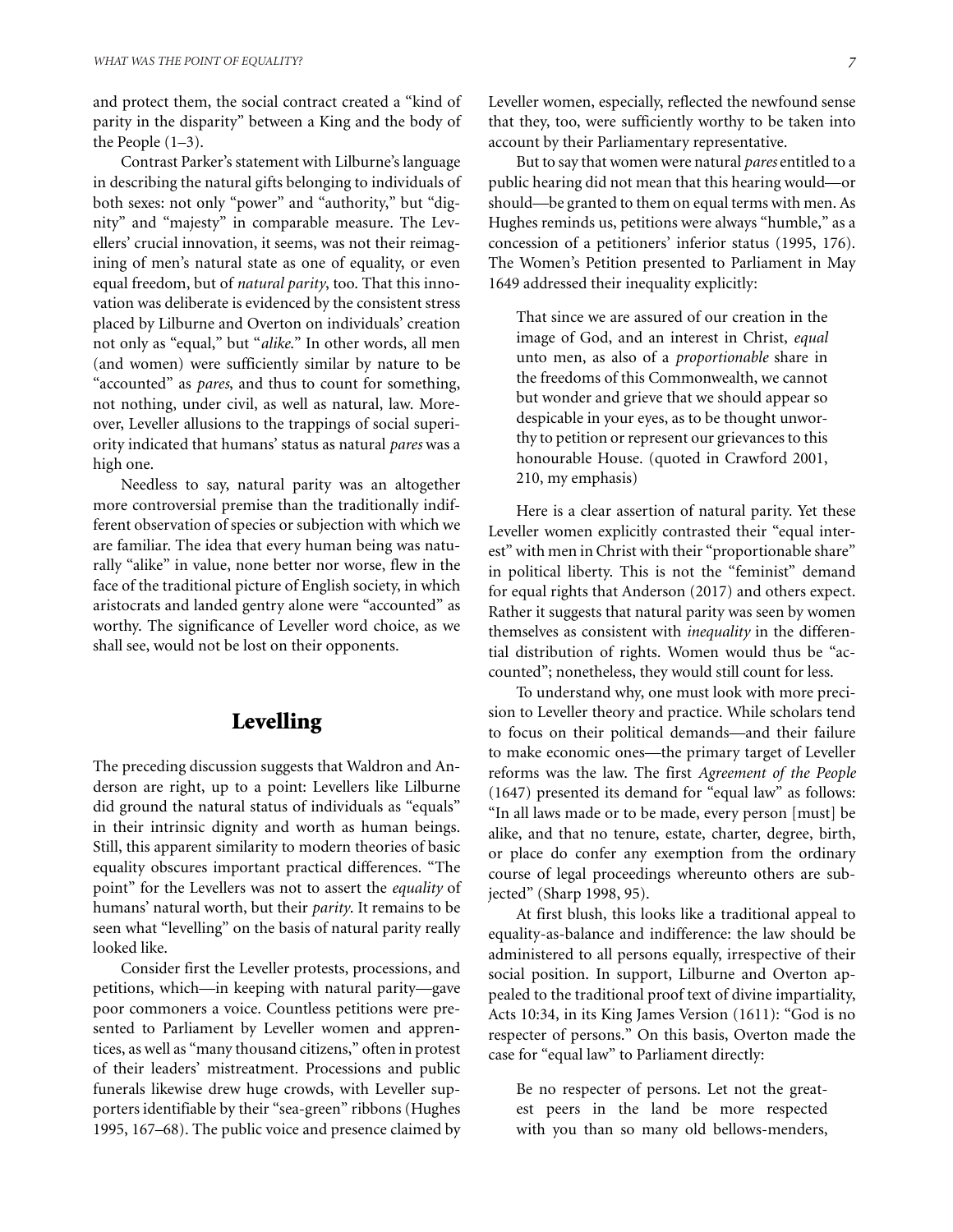and protect them, the social contract created a "kind of parity in the disparity" between a King and the body of the People (1–3).

Contrast Parker's statement with Lilburne's language in describing the natural gifts belonging to individuals of both sexes: not only "power" and "authority," but "dignity" and "majesty" in comparable measure. The Levellers' crucial innovation, it seems, was not their reimagining of men's natural state as one of equality, or even equal freedom, but of *natural parity*, too. That this innovation was deliberate is evidenced by the consistent stress placed by Lilburne and Overton on individuals' creation not only as "equal," but "*alike*." In other words, all men (and women) were sufficiently similar by nature to be "accounted" as *pares*, and thus to count for something, not nothing, under civil, as well as natural, law. Moreover, Leveller allusions to the trappings of social superiority indicated that humans' status as natural *pares* was a high one.

Needless to say, natural parity was an altogether more controversial premise than the traditionally indifferent observation of species or subjection with which we are familiar. The idea that every human being was naturally "alike" in value, none better nor worse, flew in the face of the traditional picture of English society, in which aristocrats and landed gentry alone were "accounted" as worthy. The significance of Leveller word choice, as we shall see, would not be lost on their opponents.

## Levelling

The preceding discussion suggests that Waldron and Anderson are right, up to a point: Levellers like Lilburne did ground the natural status of individuals as "equals" in their intrinsic dignity and worth as human beings. Still, this apparent similarity to modern theories of basic equality obscures important practical differences. "The point" for the Levellers was not to assert the *equality* of humans' natural worth, but their *parity*. It remains to be seen what "levelling" on the basis of natural parity really looked like.

Consider first the Leveller protests, processions, and petitions, which—in keeping with natural parity—gave poor commoners a voice. Countless petitions were presented to Parliament by Leveller women and apprentices, as well as "many thousand citizens," often in protest of their leaders' mistreatment. Processions and public funerals likewise drew huge crowds, with Leveller supporters identifiable by their "sea-green" ribbons (Hughes 1995, 167–68). The public voice and presence claimed by Leveller women, especially, reflected the newfound sense that they, too, were sufficiently worthy to be taken into account by their Parliamentary representative.

But to say that women were natural *pares* entitled to a public hearing did not mean that this hearing would—or should—be granted to them on equal terms with men. As Hughes reminds us, petitions were always "humble," as a concession of a petitioners' inferior status (1995, 176). The Women's Petition presented to Parliament in May 1649 addressed their inequality explicitly:

> That since we are assured of our creation in the image of God, and an interest in Christ, *equal* unto men, as also of a *proportionable* share in the freedoms of this Commonwealth, we cannot but wonder and grieve that we should appear so despicable in your eyes, as to be thought unworthy to petition or represent our grievances to this honourable House. (quoted in Crawford 2001, 210, my emphasis)

Here is a clear assertion of natural parity. Yet these Leveller women explicitly contrasted their "equal interest" with men in Christ with their "proportionable share" in political liberty. This is not the "feminist" demand for equal rights that Anderson (2017) and others expect. Rather it suggests that natural parity was seen by women themselves as consistent with *inequality* in the differential distribution of rights. Women would thus be "accounted"; nonetheless, they would still count for less.

To understand why, one must look with more precision to Leveller theory and practice. While scholars tend to focus on their political demands—and their failure to make economic ones—the primary target of Leveller reforms was the law. The first *Agreement of the People* (1647) presented its demand for "equal law" as follows: "In all laws made or to be made, every person [must] be alike, and that no tenure, estate, charter, degree, birth, or place do confer any exemption from the ordinary course of legal proceedings whereunto others are subjected" (Sharp 1998, 95).

At first blush, this looks like a traditional appeal to equality-as-balance and indifference: the law should be administered to all persons equally, irrespective of their social position. In support, Lilburne and Overton appealed to the traditional proof text of divine impartiality, Acts 10:34, in its King James Version (1611): "God is no respecter of persons." On this basis, Overton made the case for "equal law" to Parliament directly:

> Be no respecter of persons. Let not the greatest peers in the land be more respected with you than so many old bellows-menders,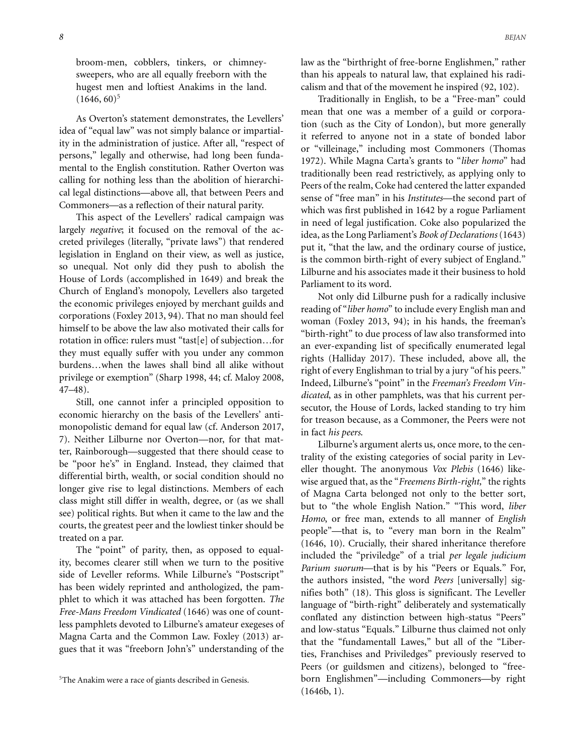> broom-men, cobblers, tinkers, or chimney-sweepers, who are all equally freeborn with the hugest men and loftiest Anakims in the land. (1646, 60)[5]

As Overton's statement demonstrates, the Levellers' idea of "equal law" was not simply balance or impartiality in the administration of justice. After all, "respect of persons," legally and otherwise, had long been fundamental to the English constitution. Rather Overton was calling for nothing less than the abolition of hierarchical legal distinctions—above all, that between Peers and Commoners—as a reflection of their natural parity.

This aspect of the Levellers' radical campaign was largely *negative*; it focused on the removal of the accreted privileges (literally, "private laws") that rendered legislation in England on their view, as well as justice, so unequal. Not only did they push to abolish the House of Lords (accomplished in 1649) and break the Church of England's monopoly, Levellers also targeted the economic privileges enjoyed by merchant guilds and corporations (Foxley 2013, 94). That no man should feel himself to be above the law also motivated their calls for rotation in office: rulers must "tast[e] of subjection…for they must equally suffer with you under any common burdens…when the lawes shall bind all alike without privilege or exemption" (Sharp 1998, 44; cf. Maloy 2008, 47–48).

Still, one cannot infer a principled opposition to economic hierarchy on the basis of the Levellers' anti-monopolistic demand for equal law (cf. Anderson 2017, 7). Neither Lilburne nor Overton—nor, for that matter, Rainborough—suggested that there should cease to be "poor he's" in England. Instead, they claimed that differential birth, wealth, or social condition should no longer give rise to legal distinctions. Members of each class might still differ in wealth, degree, or (as we shall see) political rights. But when it came to the law and the courts, the greatest peer and the lowliest tinker should be treated on a par.

The "point" of parity, then, as opposed to equality, becomes clearer still when we turn to the positive side of Leveller reforms. While Lilburne's "Postscript" has been widely reprinted and anthologized, the pamphlet to which it was attached has been forgotten. *The Free-Mans Freedom Vindicated* (1646) was one of countless pamphlets devoted to Lilburne's amateur exegeses of Magna Carta and the Common Law. Foxley (2013) argues that it was "freeborn John's" understanding of the law as the "birthright of free-borne Englishmen," rather than his appeals to natural law, that explained his radicalism and that of the movement he inspired (92, 102).

Traditionally in English, to be a "Free-man" could mean that one was a member of a guild or corporation (such as the City of London), but more generally it referred to anyone not in a state of bonded labor or "villeinage," including most Commoners (Thomas 1972). While Magna Carta's grants to "*liber homo*" had traditionally been read restrictively, as applying only to Peers of the realm, Coke had centered the latter expanded sense of "free man" in his *Institutes*—the second part of which was first published in 1642 by a rogue Parliament in need of legal justification. Coke also popularized the idea, as the Long Parliament's *Book of Declarations* (1643) put it, "that the law, and the ordinary course of justice, is the common birth-right of every subject of England." Lilburne and his associates made it their business to hold Parliament to its word.

Not only did Lilburne push for a radically inclusive reading of "*liber homo*" to include every English man and woman (Foxley 2013, 94); in his hands, the freeman's "birth-right" to due process of law also transformed into an ever-expanding list of specifically enumerated legal rights (Halliday 2017). These included, above all, the right of every Englishman to trial by a jury "of his peers." Indeed, Lilburne's "point" in the *Freeman's Freedom Vindicated*, as in other pamphlets, was that his current persecutor, the House of Lords, lacked standing to try him for treason because, as a Commoner, the Peers were not in fact *his peers*.

Lilburne's argument alerts us, once more, to the centrality of the existing categories of social parity in Leveller thought. The anonymous *Vox Plebis* (1646) likewise argued that, as the "*Freemens Birth-right*," the rights of Magna Carta belonged not only to the better sort, but to "the whole English Nation." "This word, *liber Homo*, or free man, extends to all manner of *English* people"—that is, to "every man born in the Realm" (1646, 10). Crucially, their shared inheritance therefore included the "priviledge" of a trial *per legale judicium Parium suorum*—that is by his "Peers or Equals." For, the authors insisted, "the word *Peers* [universally] signifies both" (18). This gloss is significant. The Leveller language of "birth-right" deliberately and systematically conflated any distinction between high-status "Peers" and low-status "Equals." Lilburne thus claimed not only that the "fundamentall Lawes," but all of the "Liberties, Franchises and Priviledges" previously reserved to Peers (or guildsmen and citizens), belonged to "free-born Englishmen"—including Commoners—by right (1646b, 1).

[5] The Anakim were a race of giants described in Genesis.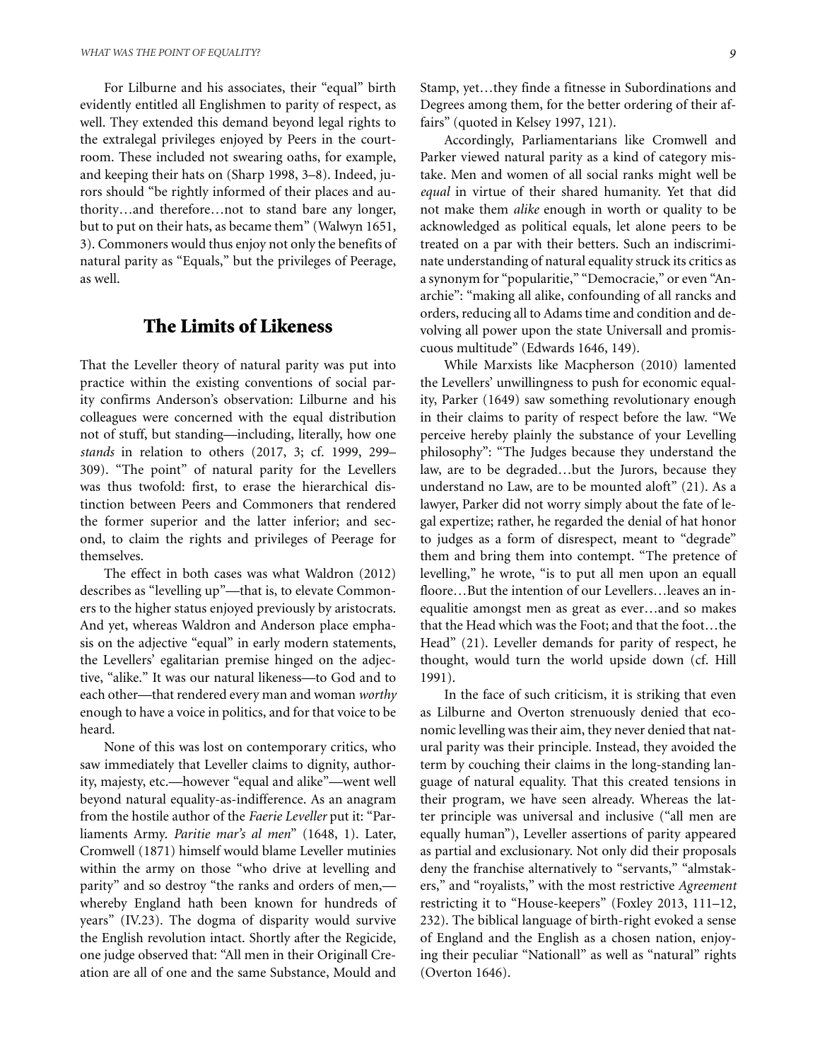For Lilburne and his associates, their "equal" birth evidently entitled all Englishmen to parity of respect, as well. They extended this demand beyond legal rights to the extralegal privileges enjoyed by Peers in the courtroom. These included not swearing oaths, for example, and keeping their hats on (Sharp 1998, 3–8). Indeed, jurors should "be rightly informed of their places and authority…and therefore…not to stand bare any longer, but to put on their hats, as became them" (Walwyn 1651, 3). Commoners would thus enjoy not only the benefits of natural parity as "Equals," but the privileges of Peerage, as well.

## The Limits of Likeness

That the Leveller theory of natural parity was put into practice within the existing conventions of social parity confirms Anderson's observation: Lilburne and his colleagues were concerned with the equal distribution not of stuff, but standing—including, literally, how one *stands* in relation to others (2017, 3; cf. 1999, 299–309). "The point" of natural parity for the Levellers was thus twofold: first, to erase the hierarchical distinction between Peers and Commoners that rendered the former superior and the latter inferior; and second, to claim the rights and privileges of Peerage for themselves.

The effect in both cases was what Waldron (2012) describes as "levelling up"—that is, to elevate Commoners to the higher status enjoyed previously by aristocrats. And yet, whereas Waldron and Anderson place emphasis on the adjective "equal" in early modern statements, the Levellers' egalitarian premise hinged on the adjective, "alike." It was our natural likeness—to God and to each other—that rendered every man and woman *worthy* enough to have a voice in politics, and for that voice to be heard.

None of this was lost on contemporary critics, who saw immediately that Leveller claims to dignity, authority, majesty, etc.—however "equal and alike"—went well beyond natural equality-as-indifference. As an anagram from the hostile author of the *Faerie Leveller* put it: "Parliaments Army. *Paritie mar's al men*" (1648, 1). Later, Cromwell (1871) himself would blame Leveller mutinies within the army on those "who drive at levelling and parity" and so destroy "the ranks and orders of men,—whereby England hath been known for hundreds of years" (IV.23). The dogma of disparity would survive the English revolution intact. Shortly after the Regicide, one judge observed that: "All men in their Originall Creation are all of one and the same Substance, Mould and Stamp, yet…they finde a fitnesse in Subordinations and Degrees among them, for the better ordering of their affairs" (quoted in Kelsey 1997, 121).

Accordingly, Parliamentarians like Cromwell and Parker viewed natural parity as a kind of category mistake. Men and women of all social ranks might well be *equal* in virtue of their shared humanity. Yet that did not make them *alike* enough in worth or quality to be acknowledged as political equals, let alone peers to be treated on a par with their betters. Such an indiscriminate understanding of natural equality struck its critics as a synonym for "popularitie," "Democracie," or even "Anarchie": "making all alike, confounding of all rancks and orders, reducing all to Adams time and condition and devolving all power upon the state Universall and promiscuous multitude" (Edwards 1646, 149).

While Marxists like Macpherson (2010) lamented the Levellers' unwillingness to push for economic equality, Parker (1649) saw something revolutionary enough in their claims to parity of respect before the law. "We perceive hereby plainly the substance of your Levelling philosophy": "The Judges because they understand the law, are to be degraded…but the Jurors, because they understand no Law, are to be mounted aloft" (21). As a lawyer, Parker did not worry simply about the fate of legal expertize; rather, he regarded the denial of hat honor to judges as a form of disrespect, meant to "degrade" them and bring them into contempt. "The pretence of levelling," he wrote, "is to put all men upon an equall floore…But the intention of our Levellers…leaves an inequalitie amongst men as great as ever…and so makes that the Head which was the Foot; and that the foot…the Head" (21). Leveller demands for parity of respect, he thought, would turn the world upside down (cf. Hill 1991).

In the face of such criticism, it is striking that even as Lilburne and Overton strenuously denied that economic levelling was their aim, they never denied that natural parity was their principle. Instead, they avoided the term by couching their claims in the long-standing language of natural equality. That this created tensions in their program, we have seen already. Whereas the latter principle was universal and inclusive ("all men are equally human"), Leveller assertions of parity appeared as partial and exclusionary. Not only did their proposals deny the franchise alternatively to "servants," "almstakers," and "royalists," with the most restrictive *Agreement* restricting it to "House-keepers" (Foxley 2013, 111–12, 232). The biblical language of birth-right evoked a sense of England and the English as a chosen nation, enjoying their peculiar "Nationall" as well as "natural" rights (Overton 1646).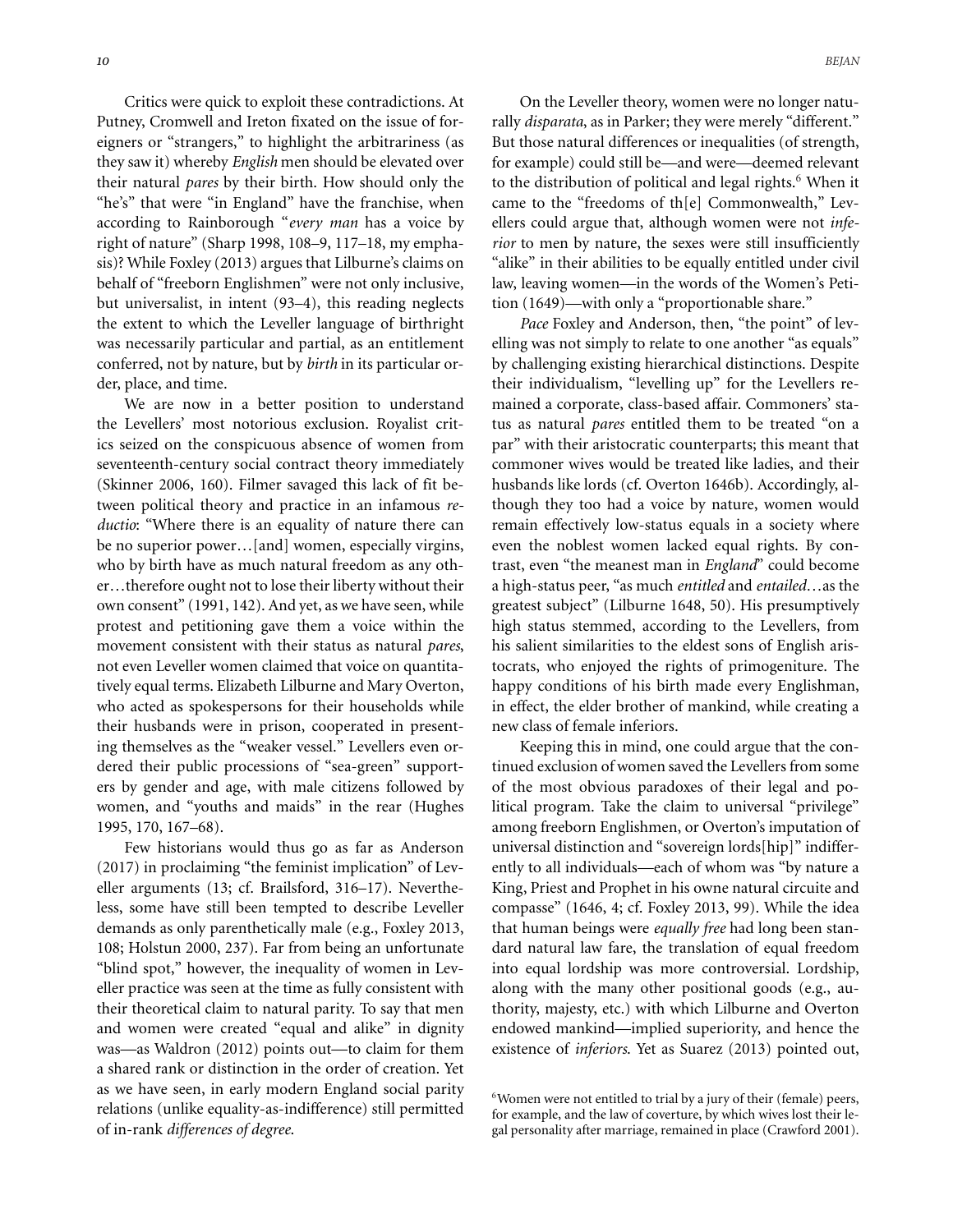Critics were quick to exploit these contradictions. At Putney, Cromwell and Ireton fixated on the issue of foreigners or "strangers," to highlight the arbitrariness (as they saw it) whereby *English* men should be elevated over their natural *pares* by their birth. How should only the "he's" that were "in England" have the franchise, when according to Rainborough "*every man* has a voice by right of nature" (Sharp 1998, 108–9, 117–18, my emphasis)? While Foxley (2013) argues that Lilburne's claims on behalf of "freeborn Englishmen" were not only inclusive, but universalist, in intent (93–4), this reading neglects the extent to which the Leveller language of birthright was necessarily particular and partial, as an entitlement conferred, not by nature, but by *birth* in its particular order, place, and time.

We are now in a better position to understand the Levellers' most notorious exclusion. Royalist critics seized on the conspicuous absence of women from seventeenth-century social contract theory immediately (Skinner 2006, 160). Filmer savaged this lack of fit between political theory and practice in an infamous *reductio*: "Where there is an equality of nature there can be no superior power…[and] women, especially virgins, who by birth have as much natural freedom as any other…therefore ought not to lose their liberty without their own consent" (1991, 142). And yet, as we have seen, while protest and petitioning gave them a voice within the movement consistent with their status as natural *pares*, not even Leveller women claimed that voice on quantitatively equal terms. Elizabeth Lilburne and Mary Overton, who acted as spokespersons for their households while their husbands were in prison, cooperated in presenting themselves as the "weaker vessel." Levellers even ordered their public processions of "sea-green" supporters by gender and age, with male citizens followed by women, and "youths and maids" in the rear (Hughes 1995, 170, 167–68).

Few historians would thus go as far as Anderson (2017) in proclaiming "the feminist implication" of Leveller arguments (13; cf. Brailsford, 316–17). Nevertheless, some have still been tempted to describe Leveller demands as only parenthetically male (e.g., Foxley 2013, 108; Holstun 2000, 237). Far from being an unfortunate "blind spot," however, the inequality of women in Leveller practice was seen at the time as fully consistent with their theoretical claim to natural parity. To say that men and women were created "equal and alike" in dignity was—as Waldron (2012) points out—to claim for them a shared rank or distinction in the order of creation. Yet as we have seen, in early modern England social parity relations (unlike equality-as-indifference) still permitted of in-rank *differences of degree*.

On the Leveller theory, women were no longer naturally *disparata*, as in Parker; they were merely "different." But those natural differences or inequalities (of strength, for example) could still be—and were—deemed relevant to the distribution of political and legal rights.[6] When it came to the "freedoms of th[e] Commonwealth," Levellers could argue that, although women were not *inferior* to men by nature, the sexes were still insufficiently "alike" in their abilities to be equally entitled under civil law, leaving women—in the words of the Women's Petition (1649)—with only a "proportionable share."

*Pace* Foxley and Anderson, then, "the point" of levelling was not simply to relate to one another "as equals" by challenging existing hierarchical distinctions. Despite their individualism, "levelling up" for the Levellers remained a corporate, class-based affair. Commoners' status as natural *pares* entitled them to be treated "on a par" with their aristocratic counterparts; this meant that commoner wives would be treated like ladies, and their husbands like lords (cf. Overton 1646b). Accordingly, although they too had a voice by nature, women would remain effectively low-status equals in a society where even the noblest women lacked equal rights. By contrast, even "the meanest man in *England*" could become a high-status peer, "as much *entitled* and *entailed*…as the greatest subject" (Lilburne 1648, 50). His presumptively high status stemmed, according to the Levellers, from his salient similarities to the eldest sons of English aristocrats, who enjoyed the rights of primogeniture. The happy conditions of his birth made every Englishman, in effect, the elder brother of mankind, while creating a new class of female inferiors.

Keeping this in mind, one could argue that the continued exclusion of women saved the Levellers from some of the most obvious paradoxes of their legal and political program. Take the claim to universal "privilege" among freeborn Englishmen, or Overton's imputation of universal distinction and "sovereign lords[hip]" indifferently to all individuals—each of whom was "by nature a King, Priest and Prophet in his owne natural circuite and compasse" (1646, 4; cf. Foxley 2013, 99). While the idea that human beings were *equally free* had long been standard natural law fare, the translation of equal freedom into equal lordship was more controversial. Lordship, along with the many other positional goods (e.g., authority, majesty, etc.) with which Lilburne and Overton endowed mankind—implied superiority, and hence the existence of *inferiors*. Yet as Suarez (2013) pointed out,

[6] Women were not entitled to trial by a jury of their (female) peers, for example, and the law of coverture, by which wives lost their legal personality after marriage, remained in place (Crawford 2001).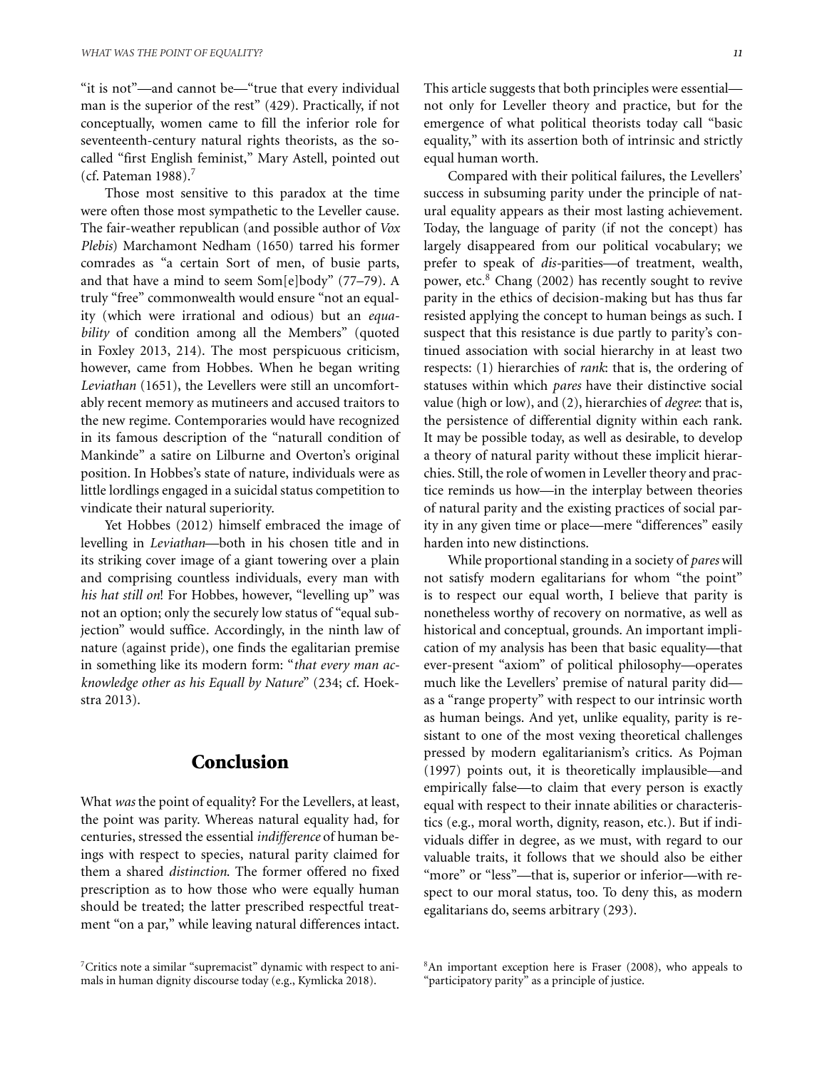"it is not"—and cannot be—"true that every individual man is the superior of the rest" (429). Practically, if not conceptually, women came to fill the inferior role for seventeenth-century natural rights theorists, as the so-called "first English feminist," Mary Astell, pointed out (cf. Pateman 1988).[7]

Those most sensitive to this paradox at the time were often those most sympathetic to the Leveller cause. The fair-weather republican (and possible author of *Vox Plebis*) Marchamont Nedham (1650) tarred his former comrades as "a certain Sort of men, of busie parts, and that have a mind to seem Som[e]body" (77–79). A truly "free" commonwealth would ensure "not an equality (which were irrational and odious) but an *equability* of condition among all the Members" (quoted in Foxley 2013, 214). The most perspicuous criticism, however, came from Hobbes. When he began writing *Leviathan* (1651), the Levellers were still an uncomfortably recent memory as mutineers and accused traitors to the new regime. Contemporaries would have recognized in its famous description of the "naturall condition of Mankinde" a satire on Lilburne and Overton's original position. In Hobbes's state of nature, individuals were as little lordlings engaged in a suicidal status competition to vindicate their natural superiority.

Yet Hobbes (2012) himself embraced the image of levelling in *Leviathan*—both in his chosen title and in its striking cover image of a giant towering over a plain and comprising countless individuals, every man with *his hat still on*! For Hobbes, however, "levelling up" was not an option; only the securely low status of "equal subjection" would suffice. Accordingly, in the ninth law of nature (against pride), one finds the egalitarian premise in something like its modern form: "*that every man acknowledge other as his Equall by Nature*" (234; cf. Hoekstra 2013).

## Conclusion

What *was* the point of equality? For the Levellers, at least, the point was parity. Whereas natural equality had, for centuries, stressed the essential *indifference* of human beings with respect to species, natural parity claimed for them a shared *distinction*. The former offered no fixed prescription as to how those who were equally human should be treated; the latter prescribed respectful treatment "on a par," while leaving natural differences intact. This article suggests that both principles were essential—not only for Leveller theory and practice, but for the emergence of what political theorists today call "basic equality," with its assertion both of intrinsic and strictly equal human worth.

Compared with their political failures, the Levellers' success in subsuming parity under the principle of natural equality appears as their most lasting achievement. Today, the language of parity (if not the concept) has largely disappeared from our political vocabulary; we prefer to speak of *dis*-parities—of treatment, wealth, power, etc.[8] Chang (2002) has recently sought to revive parity in the ethics of decision-making but has thus far resisted applying the concept to human beings as such. I suspect that this resistance is due partly to parity's continued association with social hierarchy in at least two respects: (1) hierarchies of *rank*: that is, the ordering of statuses within which *pares* have their distinctive social value (high or low), and (2), hierarchies of *degree*: that is, the persistence of differential dignity within each rank. It may be possible today, as well as desirable, to develop a theory of natural parity without these implicit hierarchies. Still, the role of women in Leveller theory and practice reminds us how—in the interplay between theories of natural parity and the existing practices of social parity in any given time or place—mere "differences" easily harden into new distinctions.

While proportional standing in a society of *pares* will not satisfy modern egalitarians for whom "the point" is to respect our equal worth, I believe that parity is nonetheless worthy of recovery on normative, as well as historical and conceptual, grounds. An important implication of my analysis has been that basic equality—that ever-present "axiom" of political philosophy—operates much like the Levellers' premise of natural parity did—as a "range property" with respect to our intrinsic worth as human beings. And yet, unlike equality, parity is resistant to one of the most vexing theoretical challenges pressed by modern egalitarianism's critics. As Pojman (1997) points out, it is theoretically implausible—and empirically false—to claim that every person is exactly equal with respect to their innate abilities or characteristics (e.g., moral worth, dignity, reason, etc.). But if individuals differ in degree, as we must, with regard to our valuable traits, it follows that we should also be either "more" or "less"—that is, superior or inferior—with respect to our moral status, too. To deny this, as modern egalitarians do, seems arbitrary (293).

[7] Critics note a similar "supremacist" dynamic with respect to animals in human dignity discourse today (e.g., Kymlicka 2018).

[8] An important exception here is Fraser (2008), who appeals to "participatory parity" as a principle of justice.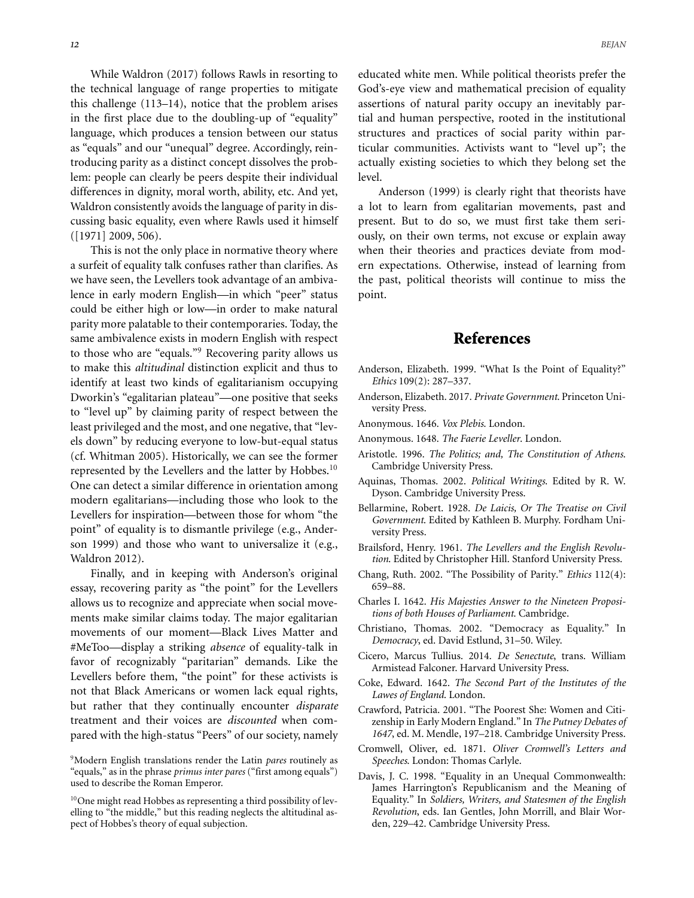While Waldron (2017) follows Rawls in resorting to the technical language of range properties to mitigate this challenge (113–14), notice that the problem arises in the first place due to the doubling-up of "equality" language, which produces a tension between our status as "equals" and our "unequal" degree. Accordingly, reintroducing parity as a distinct concept dissolves the problem: people can clearly be peers despite their individual differences in dignity, moral worth, ability, etc. And yet, Waldron consistently avoids the language of parity in discussing basic equality, even where Rawls used it himself ([1971] 2009, 506).

This is not the only place in normative theory where a surfeit of equality talk confuses rather than clarifies. As we have seen, the Levellers took advantage of an ambivalence in early modern English—in which "peer" status could be either high or low—in order to make natural parity more palatable to their contemporaries. Today, the same ambivalence exists in modern English with respect to those who are "equals."[9] Recovering parity allows us to make this *altitudinal* distinction explicit and thus to identify at least two kinds of egalitarianism occupying Dworkin's "egalitarian plateau"—one positive that seeks to "level up" by claiming parity of respect between the least privileged and the most, and one negative, that "levels down" by reducing everyone to low-but-equal status (cf. Whitman 2005). Historically, we can see the former represented by the Levellers and the latter by Hobbes.[10] One can detect a similar difference in orientation among modern egalitarians—including those who look to the Levellers for inspiration—between those for whom "the point" of equality is to dismantle privilege (e.g., Anderson 1999) and those who want to universalize it (e.g., Waldron 2012).

Finally, and in keeping with Anderson's original essay, recovering parity as "the point" for the Levellers allows us to recognize and appreciate when social movements make similar claims today. The major egalitarian movements of our moment—Black Lives Matter and #MeToo—display a striking *absence* of equality-talk in favor of recognizably "paritarian" demands. Like the Levellers before them, "the point" for these activists is not that Black Americans or women lack equal rights, but rather that they continually encounter *disparate* treatment and their voices are *discounted* when compared with the high-status "Peers" of our society, namely educated white men. While political theorists prefer the God's-eye view and mathematical precision of equality assertions of natural parity occupy an inevitably partial and human perspective, rooted in the institutional structures and practices of social parity within particular communities. Activists want to "level up"; the actually existing societies to which they belong set the level.

Anderson (1999) is clearly right that theorists have a lot to learn from egalitarian movements, past and present. But to do so, we must first take them seriously, on their own terms, not excuse or explain away when their theories and practices deviate from modern expectations. Otherwise, instead of learning from the past, political theorists will continue to miss the point.

[9] Modern English translations render the Latin *pares* routinely as "equals," as in the phrase *primus inter pares* ("first among equals") used to describe the Roman Emperor.

[10] One might read Hobbes as representing a third possibility of levelling to "the middle," but this reading neglects the altitudinal aspect of Hobbes's theory of equal subjection.

## References

Anderson, Elizabeth. 1999. "What Is the Point of Equality?" *Ethics* 109(2): 287–337.

Anderson, Elizabeth. 2017. *Private Government*. Princeton University Press.

Anonymous. 1646. *Vox Plebis*. London.

Anonymous. 1648. *The Faerie Leveller*. London.

Aristotle. 1996. *The Politics; and, The Constitution of Athens*. Cambridge University Press.

Aquinas, Thomas. 2002. *Political Writings*. Edited by R. W. Dyson. Cambridge University Press.

Bellarmine, Robert. 1928. *De Laicis, Or The Treatise on Civil Government*. Edited by Kathleen B. Murphy. Fordham University Press.

Brailsford, Henry. 1961. *The Levellers and the English Revolution*. Edited by Christopher Hill. Stanford University Press.

Chang, Ruth. 2002. "The Possibility of Parity." *Ethics* 112(4): 659–88.

Charles I. 1642. *His Majesties Answer to the Nineteen Propositions of both Houses of Parliament*. Cambridge.

Christiano, Thomas. 2002. "Democracy as Equality." In *Democracy*, ed. David Estlund, 31–50. Wiley.

Cicero, Marcus Tullius. 2014. *De Senectute*, trans. William Armistead Falconer. Harvard University Press.

Coke, Edward. 1642. *The Second Part of the Institutes of the Lawes of England*. London.

Crawford, Patricia. 2001. "The Poorest She: Women and Citizenship in Early Modern England." In *The Putney Debates of 1647*, ed. M. Mendle, 197–218. Cambridge University Press.

Cromwell, Oliver, ed. 1871. *Oliver Cromwell's Letters and Speeches*. London: Thomas Carlyle.

Davis, J. C. 1998. "Equality in an Unequal Commonwealth: James Harrington's Republicanism and the Meaning of Equality." In *Soldiers, Writers, and Statesmen of the English Revolution*, eds. Ian Gentles, John Morrill, and Blair Worden, 229–42. Cambridge University Press.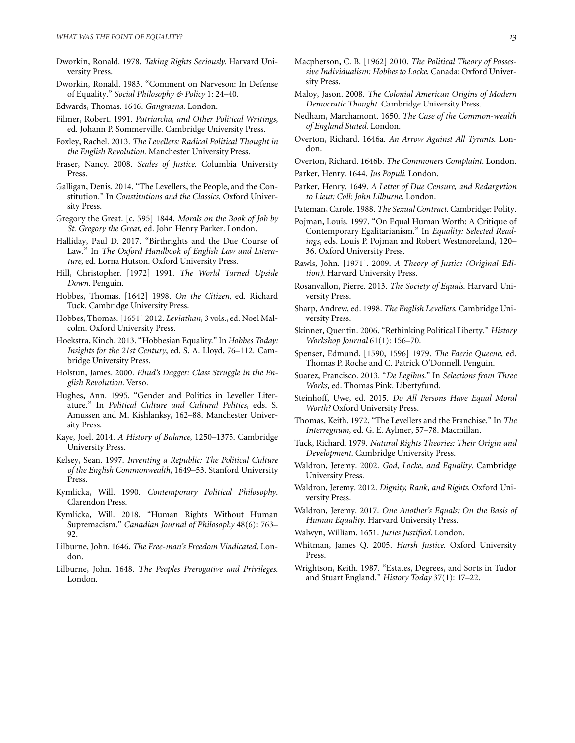Dworkin, Ronald. 1978. *Taking Rights Seriously*. Harvard University Press.

Dworkin, Ronald. 1983. "Comment on Narveson: In Defense of Equality." *Social Philosophy & Policy* 1: 24–40.

Edwards, Thomas. 1646. *Gangraena*. London.

Filmer, Robert. 1991. *Patriarcha, and Other Political Writings*, ed. Johann P. Sommerville. Cambridge University Press.

Foxley, Rachel. 2013. *The Levellers: Radical Political Thought in the English Revolution*. Manchester University Press.

Fraser, Nancy. 2008. *Scales of Justice*. Columbia University Press.

Galligan, Denis. 2014. "The Levellers, the People, and the Constitution." In *Constitutions and the Classics*. Oxford University Press.

Gregory the Great. [c. 595] 1844. *Morals on the Book of Job by St. Gregory the Great*, ed. John Henry Parker. London.

Halliday, Paul D. 2017. "Birthrights and the Due Course of Law." In *The Oxford Handbook of English Law and Literature*, ed. Lorna Hutson. Oxford University Press.

Hill, Christopher. [1972] 1991. *The World Turned Upside Down*. Penguin.

Hobbes, Thomas. [1642] 1998. *On the Citizen*, ed. Richard Tuck. Cambridge University Press.

Hobbes, Thomas. [1651] 2012. *Leviathan*, 3 vols., ed. Noel Malcolm. Oxford University Press.

Hoekstra, Kinch. 2013. "Hobbesian Equality." In *Hobbes Today: Insights for the 21st Century*, ed. S. A. Lloyd, 76–112. Cambridge University Press.

Holstun, James. 2000. *Ehud's Dagger: Class Struggle in the English Revolution*. Verso.

Hughes, Ann. 1995. "Gender and Politics in Leveller Literature." In *Political Culture and Cultural Politics*, eds. S. Amussen and M. Kishlanksy, 162–88. Manchester University Press.

Kaye, Joel. 2014. *A History of Balance*, 1250–1375. Cambridge University Press.

Kelsey, Sean. 1997. *Inventing a Republic: The Political Culture of the English Commonwealth*, 1649–53. Stanford University Press.

Kymlicka, Will. 1990. *Contemporary Political Philosophy*. Clarendon Press.

Kymlicka, Will. 2018. "Human Rights Without Human Supremacism." *Canadian Journal of Philosophy* 48(6): 763–92.

Lilburne, John. 1646. *The Free-man's Freedom Vindicated*. London.

Lilburne, John. 1648. *The Peoples Prerogative and Privileges*. London.

Macpherson, C. B. [1962] 2010. *The Political Theory of Possessive Individualism: Hobbes to Locke*. Canada: Oxford University Press.

Maloy, Jason. 2008. *The Colonial American Origins of Modern Democratic Thought*. Cambridge University Press.

Nedham, Marchamont. 1650. *The Case of the Common-wealth of England Stated*. London.

Overton, Richard. 1646a. *An Arrow Against All Tyrants*. London.

Overton, Richard. 1646b. *The Commoners Complaint*. London.

Parker, Henry. 1644. *Jus Populi*. London.

Parker, Henry. 1649. *A Letter of Due Censure, and Redargvtion to Lieut: Coll: John Lilburne*. London.

Pateman, Carole. 1988. *The Sexual Contract*. Cambridge: Polity.

Pojman, Louis. 1997. "On Equal Human Worth: A Critique of Contemporary Egalitarianism." In *Equality: Selected Readings*, eds. Louis P. Pojman and Robert Westmoreland, 120–36. Oxford University Press.

Rawls, John. [1971]. 2009. *A Theory of Justice (Original Edition)*. Harvard University Press.

Rosanvallon, Pierre. 2013. *The Society of Equals*. Harvard University Press.

Sharp, Andrew, ed. 1998. *The English Levellers*. Cambridge University Press.

Skinner, Quentin. 2006. "Rethinking Political Liberty." *History Workshop Journal* 61(1): 156–70.

Spenser, Edmund. [1590, 1596] 1979. *The Faerie Queene*, ed. Thomas P. Roche and C. Patrick O'Donnell. Penguin.

Suarez, Francisco. 2013. "*De Legibus*." In *Selections from Three Works*, ed. Thomas Pink. Libertyfund.

Steinhoff, Uwe, ed. 2015. *Do All Persons Have Equal Moral Worth?* Oxford University Press.

Thomas, Keith. 1972. "The Levellers and the Franchise." In *The Interregnum*, ed. G. E. Aylmer, 57–78. Macmillan.

Tuck, Richard. 1979. *Natural Rights Theories: Their Origin and Development*. Cambridge University Press.

Waldron, Jeremy. 2002. *God, Locke, and Equality*. Cambridge University Press.

Waldron, Jeremy. 2012. *Dignity, Rank, and Rights*. Oxford University Press.

Waldron, Jeremy. 2017. *One Another's Equals: On the Basis of Human Equality*. Harvard University Press.

Walwyn, William. 1651. *Juries Justified*. London.

Whitman, James Q. 2005. *Harsh Justice*. Oxford University Press.

Wrightson, Keith. 1987. "Estates, Degrees, and Sorts in Tudor and Stuart England." *History Today* 37(1): 17–22.